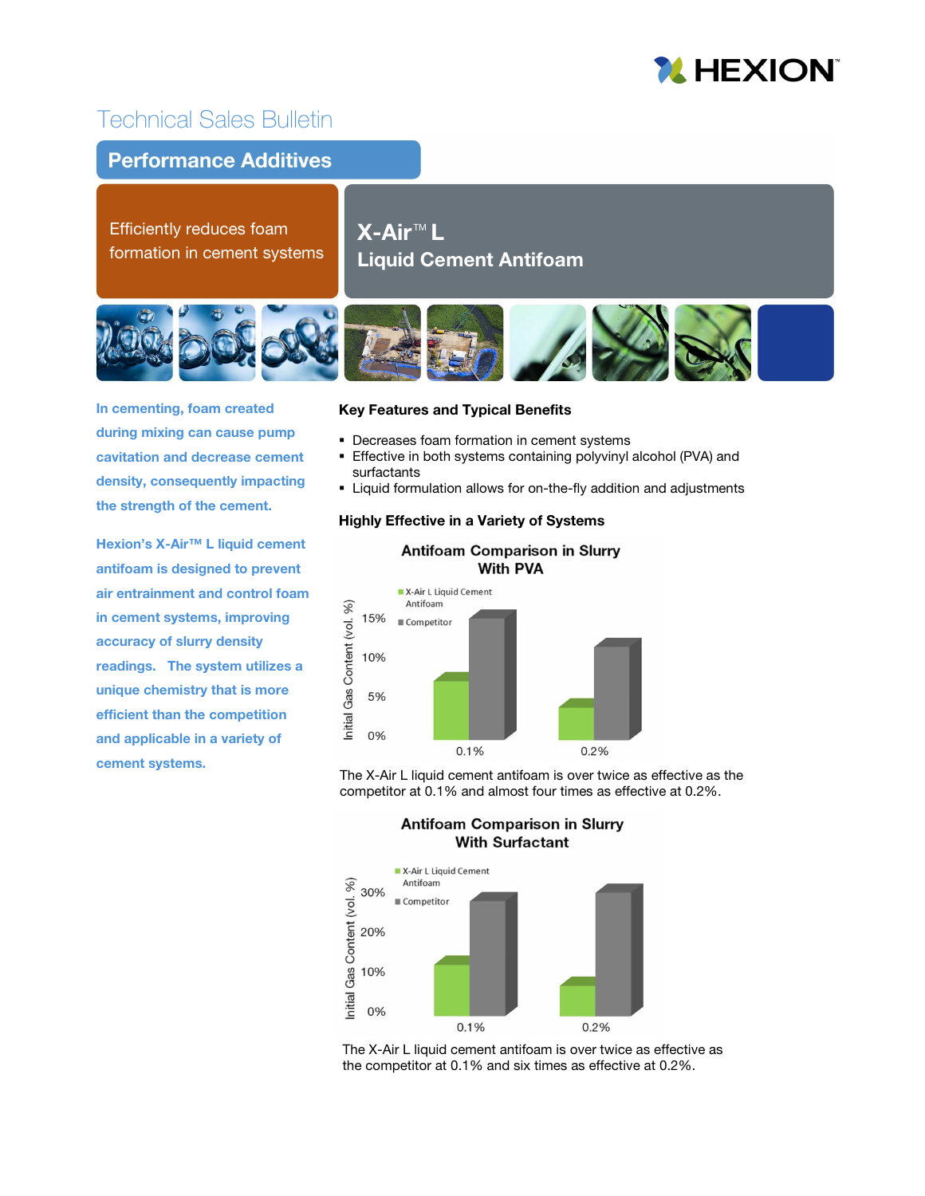# Technical Sales Bulletin

## Performance Additives

Efficiently reduces foam formation in cement systems

# X-Air™ L Liquid Cement Antifoam

**In cementing, foam created during mixing can cause pump cavitation and decrease cement density, consequently impacting the strength of the cement.**

**Hexion's X-Air™ L liquid cement antifoam is designed to prevent air entrainment and control foam in cement systems, improving accuracy of slurry density readings. The system utilizes a unique chemistry that is more efficient than the competition and applicable in a variety of cement systems.**

### Key Features and Typical Benefits

- Decreases foam formation in cement systems
- Effective in both systems containing polyvinyl alcohol (PVA) and surfactants
- Liquid formulation allows for on-the-fly addition and adjustments

### Highly Effective in a Variety of Systems

**Antifoam Comparison in Slurry With PVA**

The X-Air L liquid cement antifoam is over twice as effective as the competitor at 0.1% and almost four times as effective at 0.2%.

**Antifoam Comparison in Slurry With Surfactant**

The X-Air L liquid cement antifoam is over twice as effective as the competitor at 0.1% and six times as effective at 0.2%.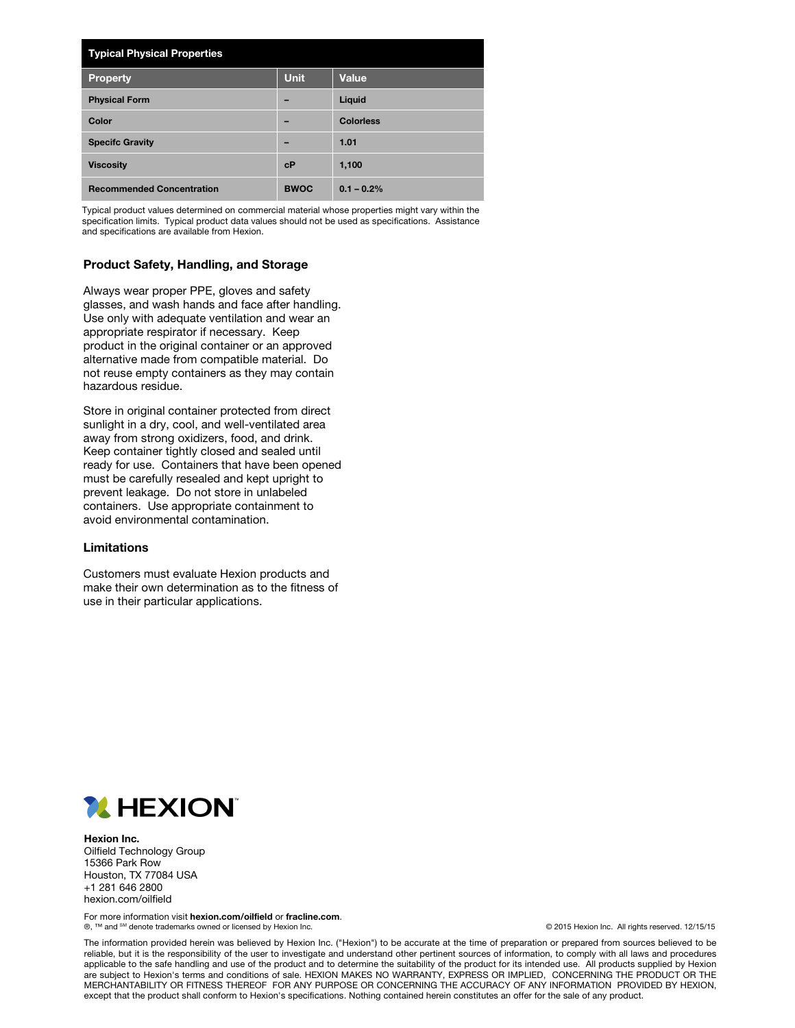| Typical Physical Properties | | |
|---|---|---|
| **Property** | **Unit** | **Value** |
| **Physical Form** | – | **Liquid** |
| **Color** | – | **Colorless** |
| **Specifc Gravity** | – | **1.01** |
| **Viscosity** | **cP** | **1,100** |
| **Recommended Concentration** | **BWOC** | **0.1 – 0.2%** |

Typical product values determined on commercial material whose properties might vary within the specification limits. Typical product data values should not be used as specifications. Assistance and specifications are available from Hexion.

### Product Safety, Handling, and Storage

Always wear proper PPE, gloves and safety glasses, and wash hands and face after handling. Use only with adequate ventilation and wear an appropriate respirator if necessary. Keep product in the original container or an approved alternative made from compatible material. Do not reuse empty containers as they may contain hazardous residue.

Store in original container protected from direct sunlight in a dry, cool, and well-ventilated area away from strong oxidizers, food, and drink. Keep container tightly closed and sealed until ready for use. Containers that have been opened must be carefully resealed and kept upright to prevent leakage. Do not store in unlabeled containers. Use appropriate containment to avoid environmental contamination.

### Limitations

Customers must evaluate Hexion products and make their own determination as to the fitness of use in their particular applications.

HEXION™

**Hexion Inc.**
Oilfield Technology Group
15366 Park Row
Houston, TX 77084 USA
+1 281 646 2800
hexion.com/oilfield

For more information visit **hexion.com/oilfield** or **fracline.com**.
®, ™ and ℠ denote trademarks owned or licensed by Hexion Inc.

© 2015 Hexion Inc. All rights reserved. 12/15/15

The information provided herein was believed by Hexion Inc. ("Hexion") to be accurate at the time of preparation or prepared from sources believed to be reliable, but it is the responsibility of the user to investigate and understand other pertinent sources of information, to comply with all laws and procedures applicable to the safe handling and use of the product and to determine the suitability of the product for its intended use. All products supplied by Hexion are subject to Hexion's terms and conditions of sale. HEXION MAKES NO WARRANTY, EXPRESS OR IMPLIED, CONCERNING THE PRODUCT OR THE MERCHANTABILITY OR FITNESS THEREOF FOR ANY PURPOSE OR CONCERNING THE ACCURACY OF ANY INFORMATION PROVIDED BY HEXION, except that the product shall conform to Hexion's specifications. Nothing contained herein constitutes an offer for the sale of any product.